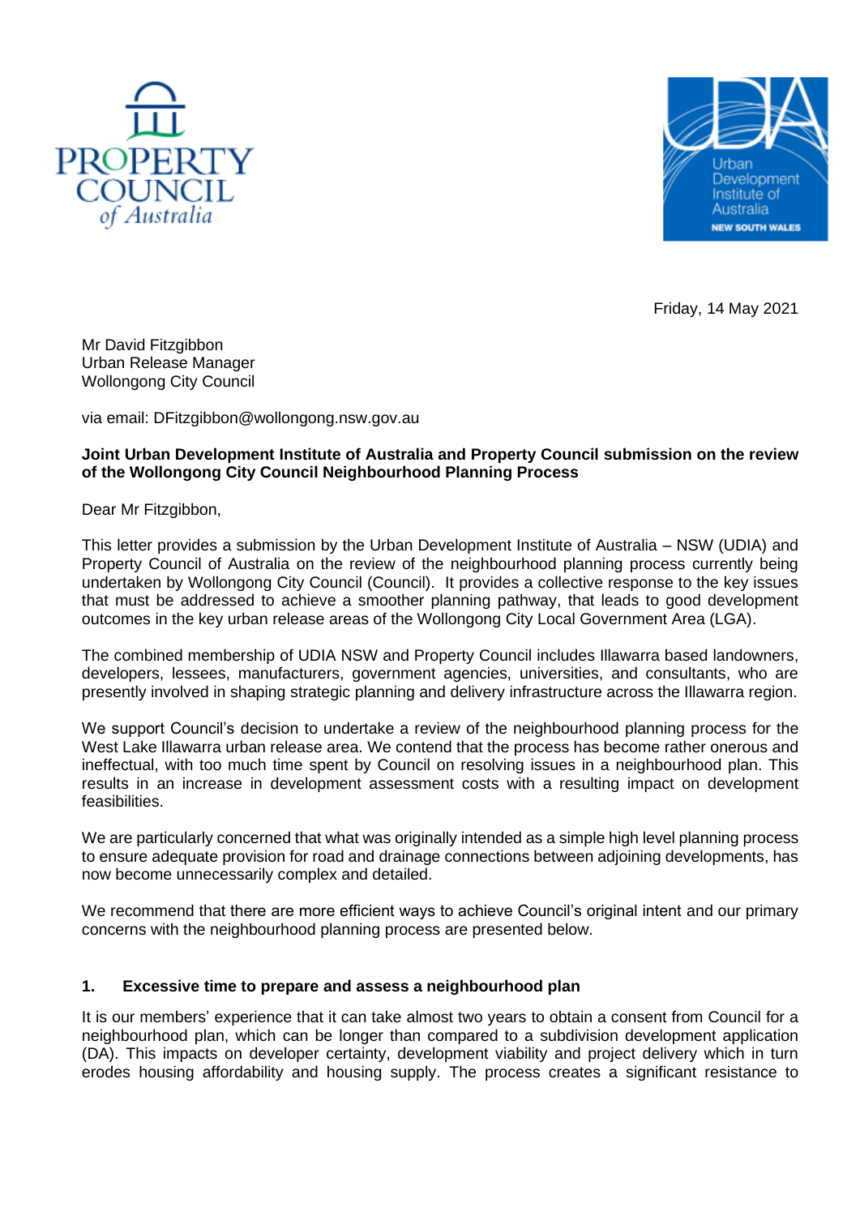Friday, 14 May 2021

Mr David Fitzgibbon
Urban Release Manager
Wollongong City Council

via email: DFitzgibbon@wollongong.nsw.gov.au

**Joint Urban Development Institute of Australia and Property Council submission on the review of the Wollongong City Council Neighbourhood Planning Process**

Dear Mr Fitzgibbon,

This letter provides a submission by the Urban Development Institute of Australia – NSW (UDIA) and Property Council of Australia on the review of the neighbourhood planning process currently being undertaken by Wollongong City Council (Council). It provides a collective response to the key issues that must be addressed to achieve a smoother planning pathway, that leads to good development outcomes in the key urban release areas of the Wollongong City Local Government Area (LGA).

The combined membership of UDIA NSW and Property Council includes Illawarra based landowners, developers, lessees, manufacturers, government agencies, universities, and consultants, who are presently involved in shaping strategic planning and delivery infrastructure across the Illawarra region.

We support Council's decision to undertake a review of the neighbourhood planning process for the West Lake Illawarra urban release area. We contend that the process has become rather onerous and ineffectual, with too much time spent by Council on resolving issues in a neighbourhood plan. This results in an increase in development assessment costs with a resulting impact on development feasibilities.

We are particularly concerned that what was originally intended as a simple high level planning process to ensure adequate provision for road and drainage connections between adjoining developments, has now become unnecessarily complex and detailed.

We recommend that there are more efficient ways to achieve Council's original intent and our primary concerns with the neighbourhood planning process are presented below.

## 1. Excessive time to prepare and assess a neighbourhood plan

It is our members' experience that it can take almost two years to obtain a consent from Council for a neighbourhood plan, which can be longer than compared to a subdivision development application (DA). This impacts on developer certainty, development viability and project delivery which in turn erodes housing affordability and housing supply. The process creates a significant resistance to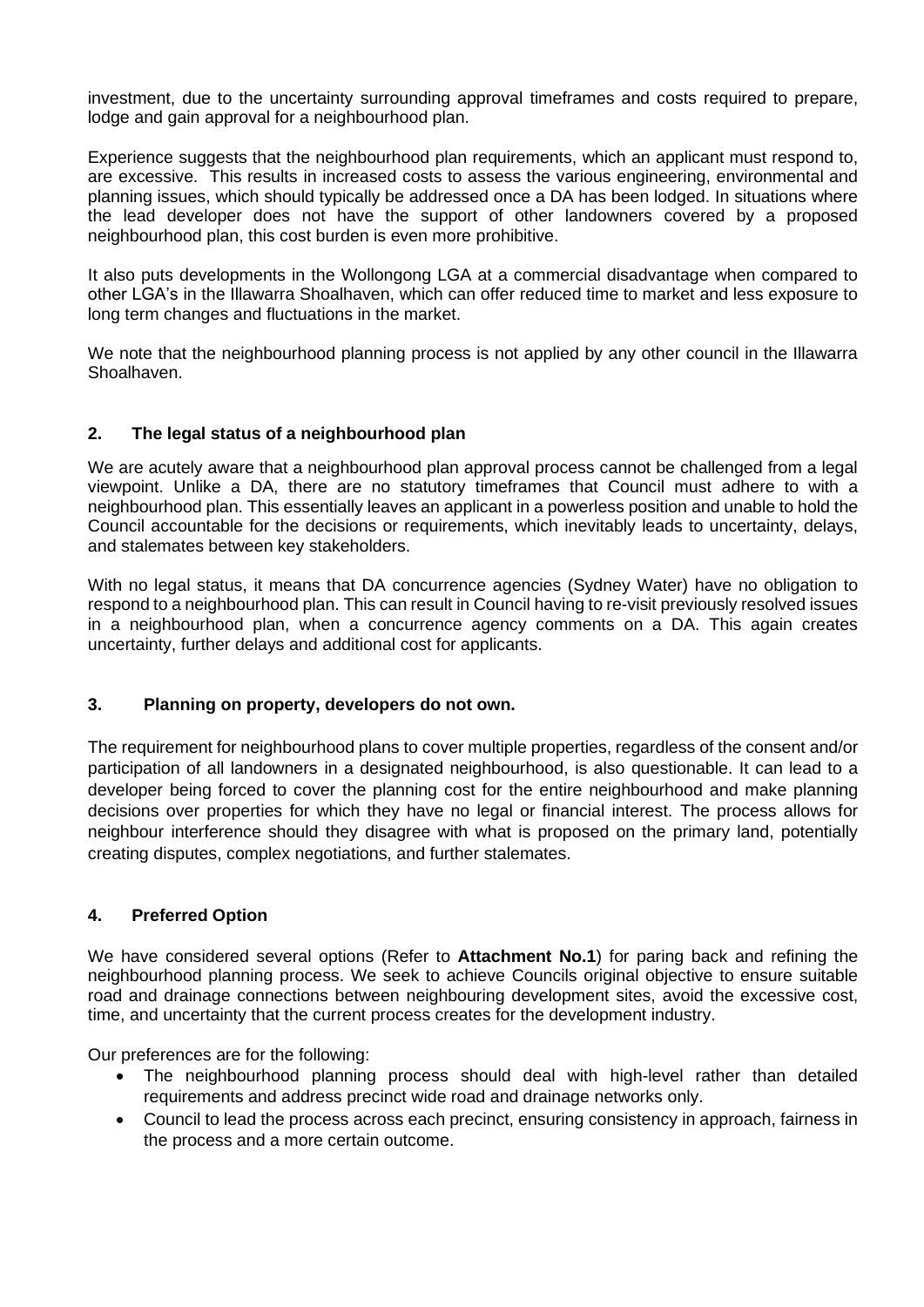investment, due to the uncertainty surrounding approval timeframes and costs required to prepare, lodge and gain approval for a neighbourhood plan.

Experience suggests that the neighbourhood plan requirements, which an applicant must respond to, are excessive. This results in increased costs to assess the various engineering, environmental and planning issues, which should typically be addressed once a DA has been lodged. In situations where the lead developer does not have the support of other landowners covered by a proposed neighbourhood plan, this cost burden is even more prohibitive.

It also puts developments in the Wollongong LGA at a commercial disadvantage when compared to other LGA's in the Illawarra Shoalhaven, which can offer reduced time to market and less exposure to long term changes and fluctuations in the market.

We note that the neighbourhood planning process is not applied by any other council in the Illawarra Shoalhaven.

## 2. The legal status of a neighbourhood plan

We are acutely aware that a neighbourhood plan approval process cannot be challenged from a legal viewpoint. Unlike a DA, there are no statutory timeframes that Council must adhere to with a neighbourhood plan. This essentially leaves an applicant in a powerless position and unable to hold the Council accountable for the decisions or requirements, which inevitably leads to uncertainty, delays, and stalemates between key stakeholders.

With no legal status, it means that DA concurrence agencies (Sydney Water) have no obligation to respond to a neighbourhood plan. This can result in Council having to re-visit previously resolved issues in a neighbourhood plan, when a concurrence agency comments on a DA. This again creates uncertainty, further delays and additional cost for applicants.

## 3. Planning on property, developers do not own.

The requirement for neighbourhood plans to cover multiple properties, regardless of the consent and/or participation of all landowners in a designated neighbourhood, is also questionable. It can lead to a developer being forced to cover the planning cost for the entire neighbourhood and make planning decisions over properties for which they have no legal or financial interest. The process allows for neighbour interference should they disagree with what is proposed on the primary land, potentially creating disputes, complex negotiations, and further stalemates.

## 4. Preferred Option

We have considered several options (Refer to **Attachment No.1**) for paring back and refining the neighbourhood planning process. We seek to achieve Councils original objective to ensure suitable road and drainage connections between neighbouring development sites, avoid the excessive cost, time, and uncertainty that the current process creates for the development industry.

Our preferences are for the following:

- The neighbourhood planning process should deal with high-level rather than detailed requirements and address precinct wide road and drainage networks only.
- Council to lead the process across each precinct, ensuring consistency in approach, fairness in the process and a more certain outcome.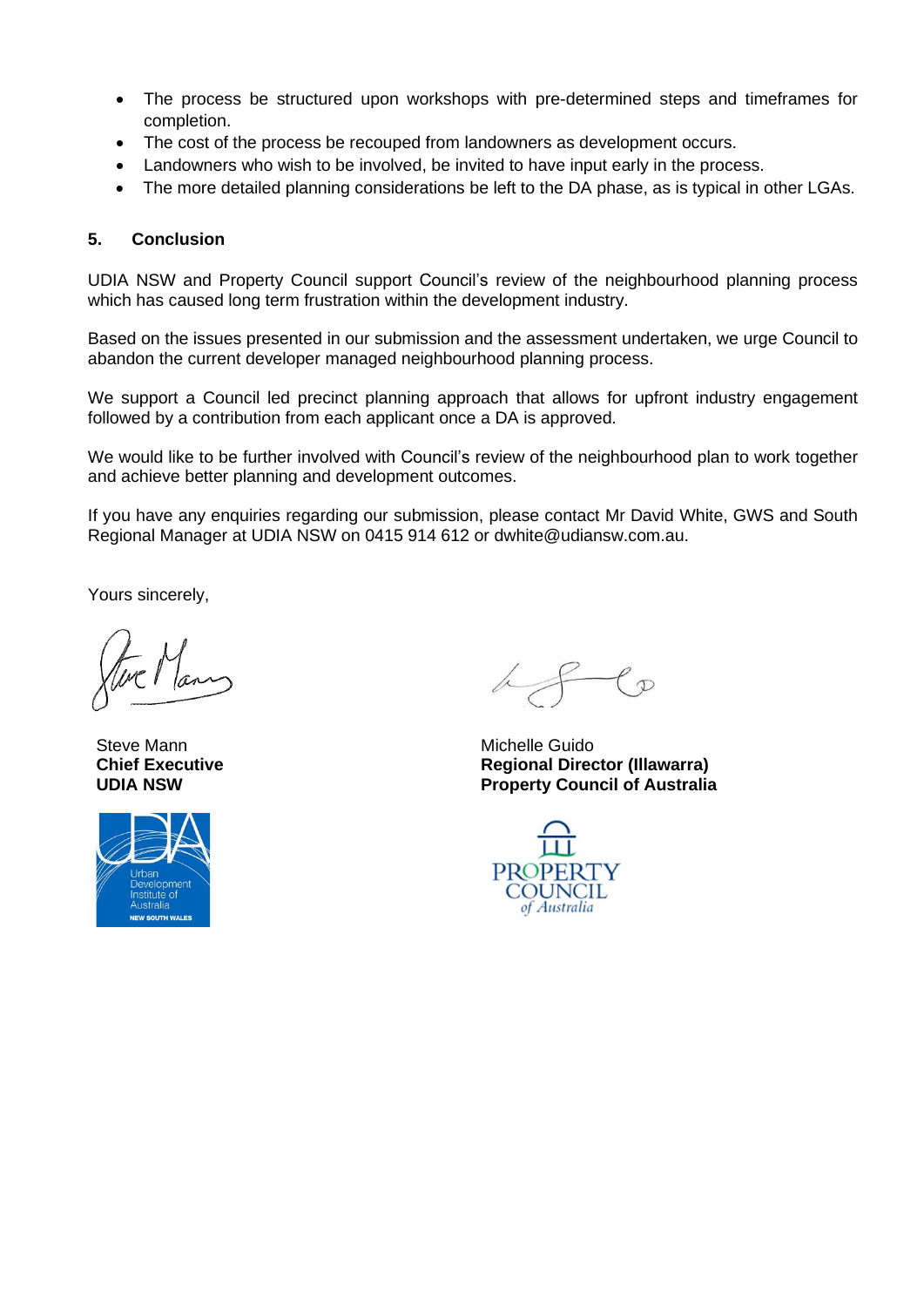- The process be structured upon workshops with pre-determined steps and timeframes for completion.
- The cost of the process be recouped from landowners as development occurs.
- Landowners who wish to be involved, be invited to have input early in the process.
- The more detailed planning considerations be left to the DA phase, as is typical in other LGAs.

## 5. Conclusion

UDIA NSW and Property Council support Council's review of the neighbourhood planning process which has caused long term frustration within the development industry.

Based on the issues presented in our submission and the assessment undertaken, we urge Council to abandon the current developer managed neighbourhood planning process.

We support a Council led precinct planning approach that allows for upfront industry engagement followed by a contribution from each applicant once a DA is approved.

We would like to be further involved with Council's review of the neighbourhood plan to work together and achieve better planning and development outcomes.

If you have any enquiries regarding our submission, please contact Mr David White, GWS and South Regional Manager at UDIA NSW on 0415 914 612 or dwhite@udiansw.com.au.

Yours sincerely,

Steve Mann
**Chief Executive**
**UDIA NSW**

Michelle Guido
**Regional Director (Illawarra)**
**Property Council of Australia**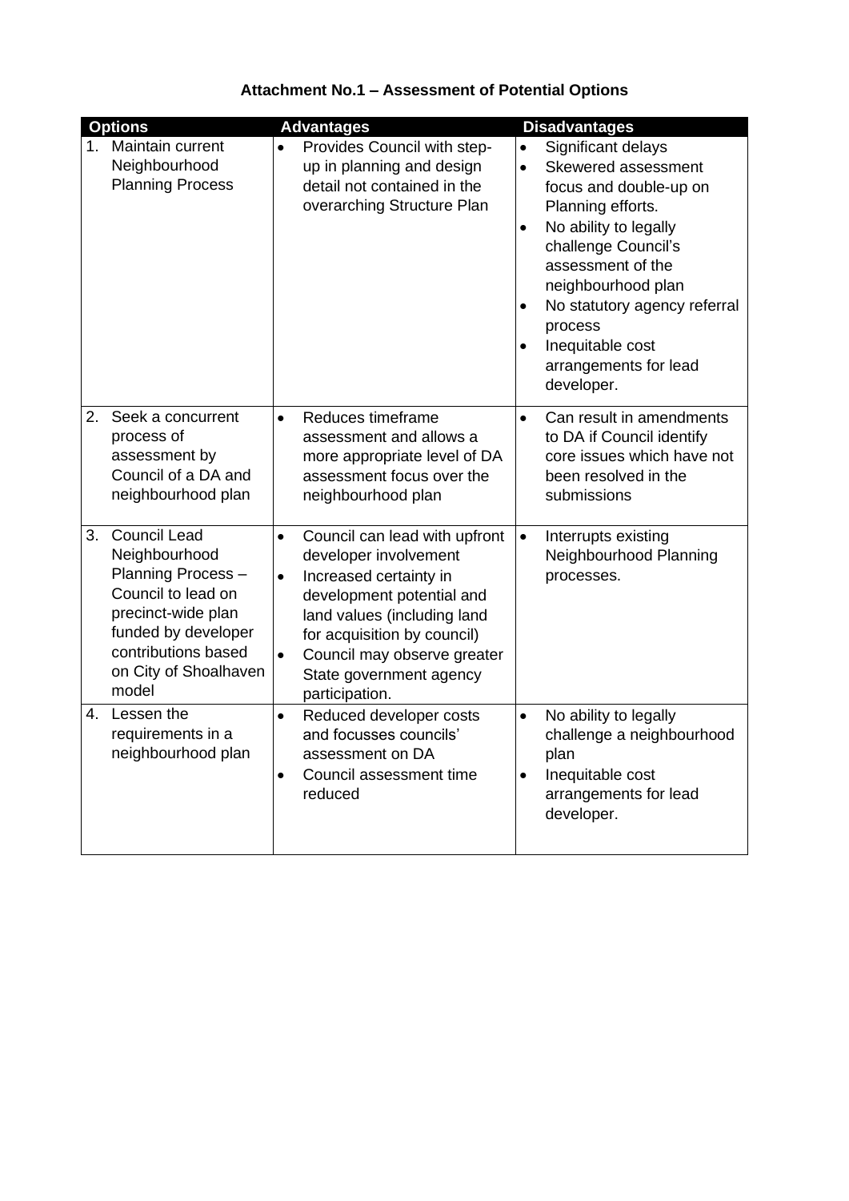**Attachment No.1 – Assessment of Potential Options**

| Options | Advantages | Disadvantages |
|---|---|---|
| 1. Maintain current Neighbourhood Planning Process | • Provides Council with step-up in planning and design detail not contained in the overarching Structure Plan | • Significant delays<br>• Skewered assessment focus and double-up on Planning efforts.<br>• No ability to legally challenge Council's assessment of the neighbourhood plan<br>• No statutory agency referral process<br>• Inequitable cost arrangements for lead developer. |
| 2. Seek a concurrent process of assessment by Council of a DA and neighbourhood plan | • Reduces timeframe assessment and allows a more appropriate level of DA assessment focus over the neighbourhood plan | • Can result in amendments to DA if Council identify core issues which have not been resolved in the submissions |
| 3. Council Lead Neighbourhood Planning Process – Council to lead on precinct-wide plan funded by developer contributions based on City of Shoalhaven model | • Council can lead with upfront developer involvement<br>• Increased certainty in development potential and land values (including land for acquisition by council)<br>• Council may observe greater State government agency participation. | • Interrupts existing Neighbourhood Planning processes. |
| 4. Lessen the requirements in a neighbourhood plan | • Reduced developer costs and focusses councils' assessment on DA<br>• Council assessment time reduced | • No ability to legally challenge a neighbourhood plan<br>• Inequitable cost arrangements for lead developer. |